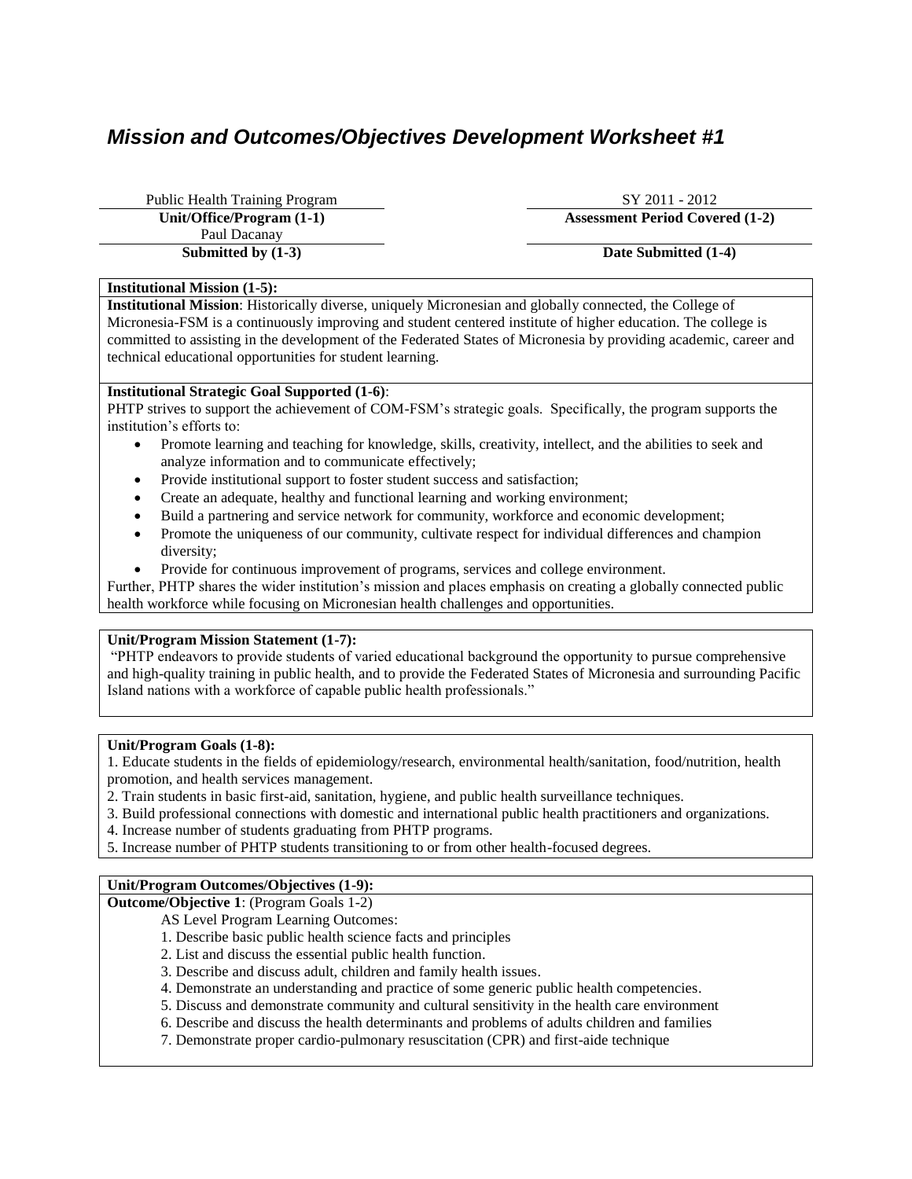# *Mission and Outcomes/Objectives Development Worksheet #1*

| Public Health Training Program | SY 2011 - 2012 |
|---|---|
| **Unit/Office/Program (1-1)** | **Assessment Period Covered (1-2)** |
| Paul Dacanay | |
| **Submitted by (1-3)** | **Date Submitted (1-4)** |

**Institutional Mission (1-5):**

**Institutional Mission**: Historically diverse, uniquely Micronesian and globally connected, the College of Micronesia-FSM is a continuously improving and student centered institute of higher education. The college is committed to assisting in the development of the Federated States of Micronesia by providing academic, career and technical educational opportunities for student learning.

**Institutional Strategic Goal Supported (1-6)**:

PHTP strives to support the achievement of COM-FSM's strategic goals. Specifically, the program supports the institution's efforts to:

- Promote learning and teaching for knowledge, skills, creativity, intellect, and the abilities to seek and analyze information and to communicate effectively;
- Provide institutional support to foster student success and satisfaction;
- Create an adequate, healthy and functional learning and working environment;
- Build a partnering and service network for community, workforce and economic development;
- Promote the uniqueness of our community, cultivate respect for individual differences and champion diversity;
- Provide for continuous improvement of programs, services and college environment.

Further, PHTP shares the wider institution's mission and places emphasis on creating a globally connected public health workforce while focusing on Micronesian health challenges and opportunities.

**Unit/Program Mission Statement (1-7):**

"PHTP endeavors to provide students of varied educational background the opportunity to pursue comprehensive and high-quality training in public health, and to provide the Federated States of Micronesia and surrounding Pacific Island nations with a workforce of capable public health professionals."

**Unit/Program Goals (1-8):**

1. Educate students in the fields of epidemiology/research, environmental health/sanitation, food/nutrition, health promotion, and health services management.
2. Train students in basic first-aid, sanitation, hygiene, and public health surveillance techniques.
3. Build professional connections with domestic and international public health practitioners and organizations.
4. Increase number of students graduating from PHTP programs.
5. Increase number of PHTP students transitioning to or from other health-focused degrees.

**Unit/Program Outcomes/Objectives (1-9):**

**Outcome/Objective 1**: (Program Goals 1-2)

AS Level Program Learning Outcomes:

1. Describe basic public health science facts and principles
2. List and discuss the essential public health function.
3. Describe and discuss adult, children and family health issues.
4. Demonstrate an understanding and practice of some generic public health competencies.
5. Discuss and demonstrate community and cultural sensitivity in the health care environment
6. Describe and discuss the health determinants and problems of adults children and families
7. Demonstrate proper cardio-pulmonary resuscitation (CPR) and first-aide technique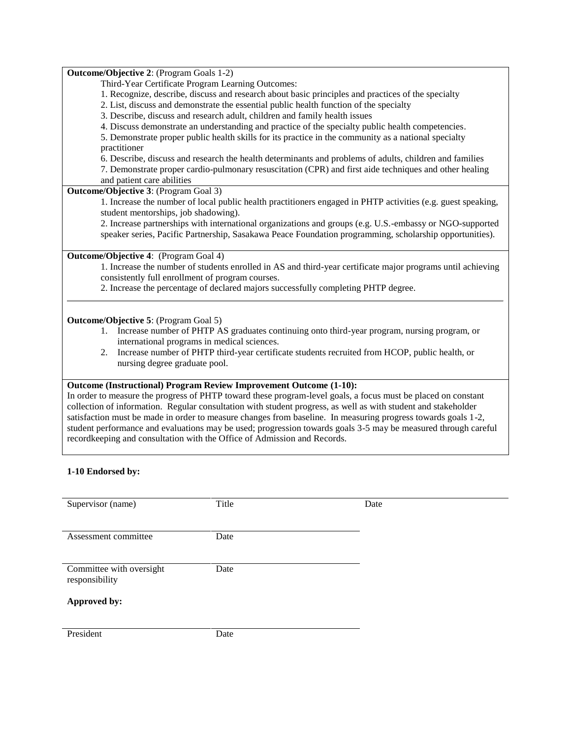**Outcome/Objective 2**: (Program Goals 1-2)

Third-Year Certificate Program Learning Outcomes:

1. Recognize, describe, discuss and research about basic principles and practices of the specialty
2. List, discuss and demonstrate the essential public health function of the specialty
3. Describe, discuss and research adult, children and family health issues
4. Discuss demonstrate an understanding and practice of the specialty public health competencies.
5. Demonstrate proper public health skills for its practice in the community as a national specialty practitioner
6. Describe, discuss and research the health determinants and problems of adults, children and families
7. Demonstrate proper cardio-pulmonary resuscitation (CPR) and first aide techniques and other healing and patient care abilities

**Outcome/Objective 3**: (Program Goal 3)

1. Increase the number of local public health practitioners engaged in PHTP activities (e.g. guest speaking, student mentorships, job shadowing).
2. Increase partnerships with international organizations and groups (e.g. U.S.-embassy or NGO-supported speaker series, Pacific Partnership, Sasakawa Peace Foundation programming, scholarship opportunities).

**Outcome/Objective 4**: (Program Goal 4)

1. Increase the number of students enrolled in AS and third-year certificate major programs until achieving consistently full enrollment of program courses.
2. Increase the percentage of declared majors successfully completing PHTP degree.

---

**Outcome/Objective 5**: (Program Goal 5)

1. Increase number of PHTP AS graduates continuing onto third-year program, nursing program, or international programs in medical sciences.
2. Increase number of PHTP third-year certificate students recruited from HCOP, public health, or nursing degree graduate pool.

**Outcome (Instructional) Program Review Improvement Outcome (1-10):**

In order to measure the progress of PHTP toward these program-level goals, a focus must be placed on constant collection of information. Regular consultation with student progress, as well as with student and stakeholder satisfaction must be made in order to measure changes from baseline. In measuring progress towards goals 1-2, student performance and evaluations may be used; progression towards goals 3-5 may be measured through careful recordkeeping and consultation with the Office of Admission and Records.

**1-10 Endorsed by:**

Supervisor (name) Title Date

Assessment committee Date

Committee with oversight responsibility Date

**Approved by:**

President Date